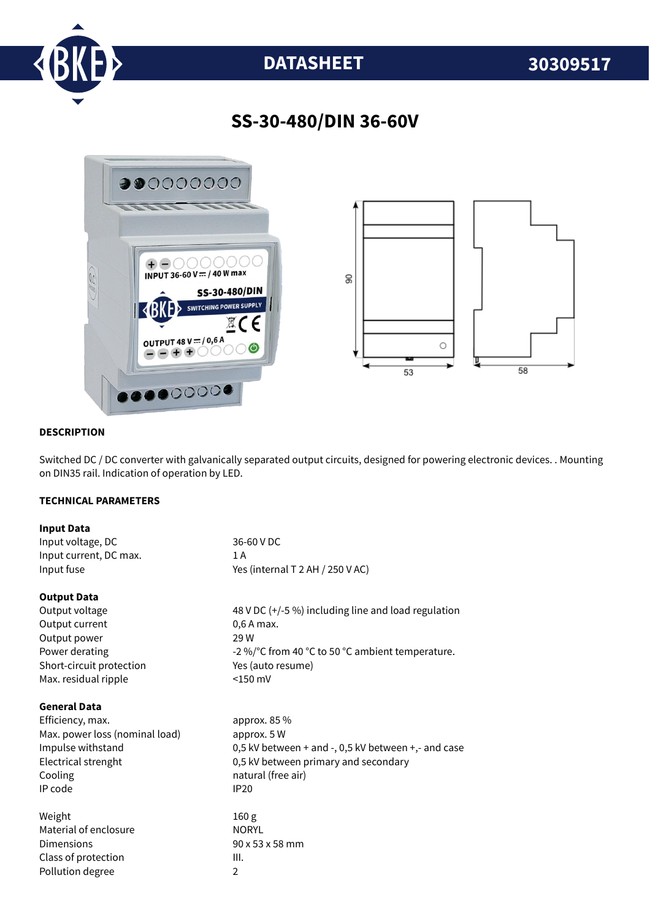# DATASHEET 30309517

## SS-30-480/DIN 36-60V

### DESCRIPTION

Switched DC / DC converter with galvanically separated output circuits, designed for powering electronic devices. . Mounting on DIN35 rail. Indication of operation by LED.

### TECHNICAL PARAMETERS

**Input Data**

| | |
|---|---|
| Input voltage, DC | 36-60 V DC |
| Input current, DC max. | 1 A |
| Input fuse | Yes (internal T 2 AH / 250 V AC) |

**Output Data**

| | |
|---|---|
| Output voltage | 48 V DC (+/-5 %) including line and load regulation |
| Output current | 0,6 A max. |
| Output power | 29 W |
| Power derating | -2 %/°C from 40 °C to 50 °C ambient temperature. |
| Short-circuit protection | Yes (auto resume) |
| Max. residual ripple | <150 mV |

**General Data**

| | |
|---|---|
| Efficiency, max. | approx. 85 % |
| Max. power loss (nominal load) | approx. 5 W |
| Impulse withstand | 0,5 kV between + and -, 0,5 kV between +,- and case |
| Electrical strenght | 0,5 kV between primary and secondary |
| Cooling | natural (free air) |
| IP code | IP20 |
| | |
| Weight | 160 g |
| Material of enclosure | NORYL |
| Dimensions | 90 x 53 x 58 mm |
| Class of protection | III. |
| Pollution degree | 2 |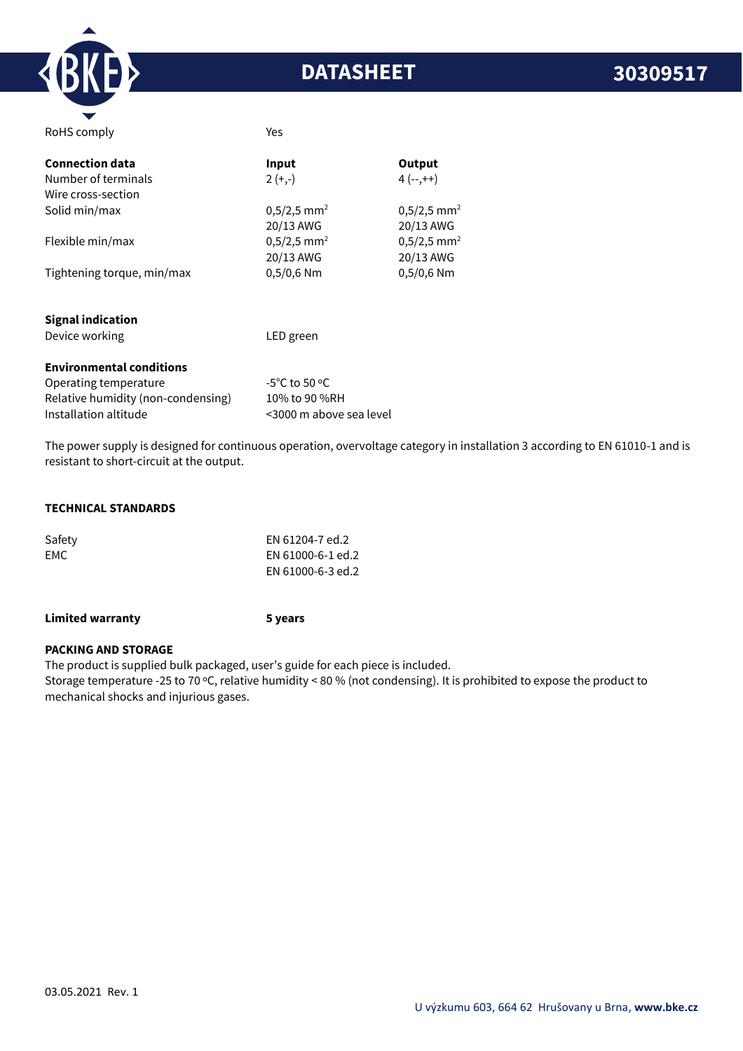| | | |
|---|---|---|
| RoHS comply | Yes | |
| **Connection data** | **Input** | **Output** |
| Number of terminals | 2 (+,-) | 4 (--,++) |
| Wire cross-section | | |
| Solid min/max | 0,5/2,5 mm$^2$<br>20/13 AWG | 0,5/2,5 mm$^2$<br>20/13 AWG |
| Flexible min/max | 0,5/2,5 mm$^2$<br>20/13 AWG | 0,5/2,5 mm$^2$<br>20/13 AWG |
| Tightening torque, min/max | 0,5/0,6 Nm | 0,5/0,6 Nm |

| | |
|---|---|
| **Signal indication** | |
| Device working | LED green |

| | |
|---|---|
| **Environmental conditions** | |
| Operating temperature | -5°C to 50 ºC |
| Relative humidity (non-condensing) | 10% to 90 %RH |
| Installation altitude | <3000 m above sea level |

The power supply is designed for continuous operation, overvoltage category in installation 3 according to EN 61010-1 and is resistant to short-circuit at the output.

## TECHNICAL STANDARDS

| | |
|---|---|
| Safety | EN 61204-7 ed.2 |
| EMC | EN 61000-6-1 ed.2<br>EN 61000-6-3 ed.2 |

**Limited warranty** **5 years**

## PACKING AND STORAGE

The product is supplied bulk packaged, user's guide for each piece is included.
Storage temperature -25 to 70 ºC, relative humidity < 80 % (not condensing). It is prohibited to expose the product to mechanical shocks and injurious gases.

03.05.2021 Rev. 1

U výzkumu 603, 664 62 Hrušovany u Brna, **www.bke.cz**